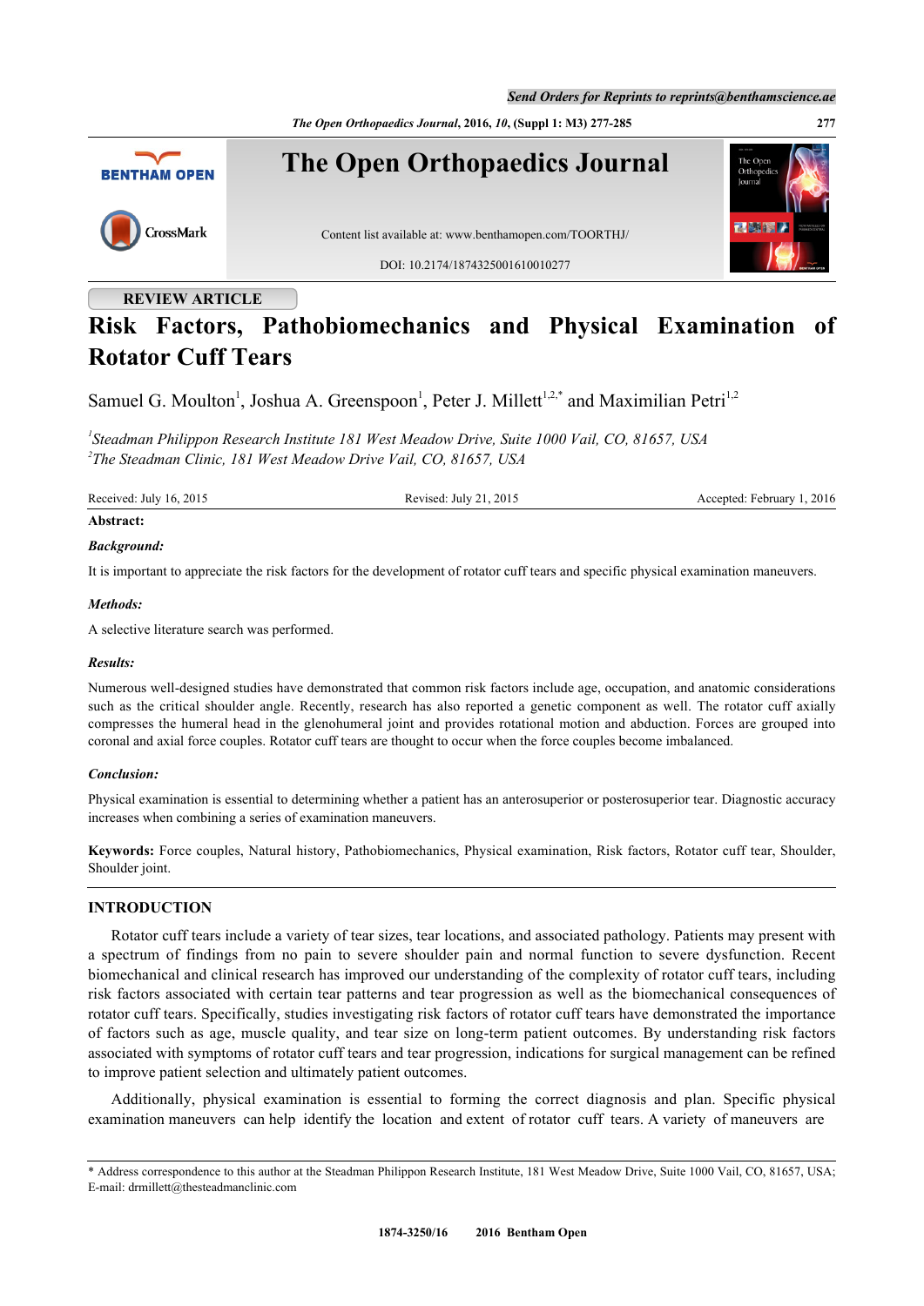REVIEW ARTICLE

# Risk Factors, Pathobiomechanics and Physical Examination of Rotator Cuff Tears

Samuel G. Moulton[1], Joshua A. Greenspoon[1], Peter J. Millett[1,2,*] and Maximilian Petri[1,2]

[1]*Steadman Philippon Research Institute 181 West Meadow Drive, Suite 1000 Vail, CO, 81657, USA*
[2]*The Steadman Clinic, 181 West Meadow Drive Vail, CO, 81657, USA*

Received: July 16, 2015 Revised: July 21, 2015 Accepted: February 1, 2016

**Abstract:**

***Background:***

It is important to appreciate the risk factors for the development of rotator cuff tears and specific physical examination maneuvers.

***Methods:***

A selective literature search was performed.

***Results:***

Numerous well-designed studies have demonstrated that common risk factors include age, occupation, and anatomic considerations such as the critical shoulder angle. Recently, research has also reported a genetic component as well. The rotator cuff axially compresses the humeral head in the glenohumeral joint and provides rotational motion and abduction. Forces are grouped into coronal and axial force couples. Rotator cuff tears are thought to occur when the force couples become imbalanced.

***Conclusion:***

Physical examination is essential to determining whether a patient has an anterosuperior or posterosuperior tear. Diagnostic accuracy increases when combining a series of examination maneuvers.

**Keywords:** Force couples, Natural history, Pathobiomechanics, Physical examination, Risk factors, Rotator cuff tear, Shoulder, Shoulder joint.

## INTRODUCTION

Rotator cuff tears include a variety of tear sizes, tear locations, and associated pathology. Patients may present with a spectrum of findings from no pain to severe shoulder pain and normal function to severe dysfunction. Recent biomechanical and clinical research has improved our understanding of the complexity of rotator cuff tears, including risk factors associated with certain tear patterns and tear progression as well as the biomechanical consequences of rotator cuff tears. Specifically, studies investigating risk factors of rotator cuff tears have demonstrated the importance of factors such as age, muscle quality, and tear size on long-term patient outcomes. By understanding risk factors associated with symptoms of rotator cuff tears and tear progression, indications for surgical management can be refined to improve patient selection and ultimately patient outcomes.

Additionally, physical examination is essential to forming the correct diagnosis and plan. Specific physical examination maneuvers can help identify the location and extent of rotator cuff tears. A variety of maneuvers are

\* Address correspondence to this author at the Steadman Philippon Research Institute, 181 West Meadow Drive, Suite 1000 Vail, CO, 81657, USA; E-mail: drmillett@thesteadmanclinic.com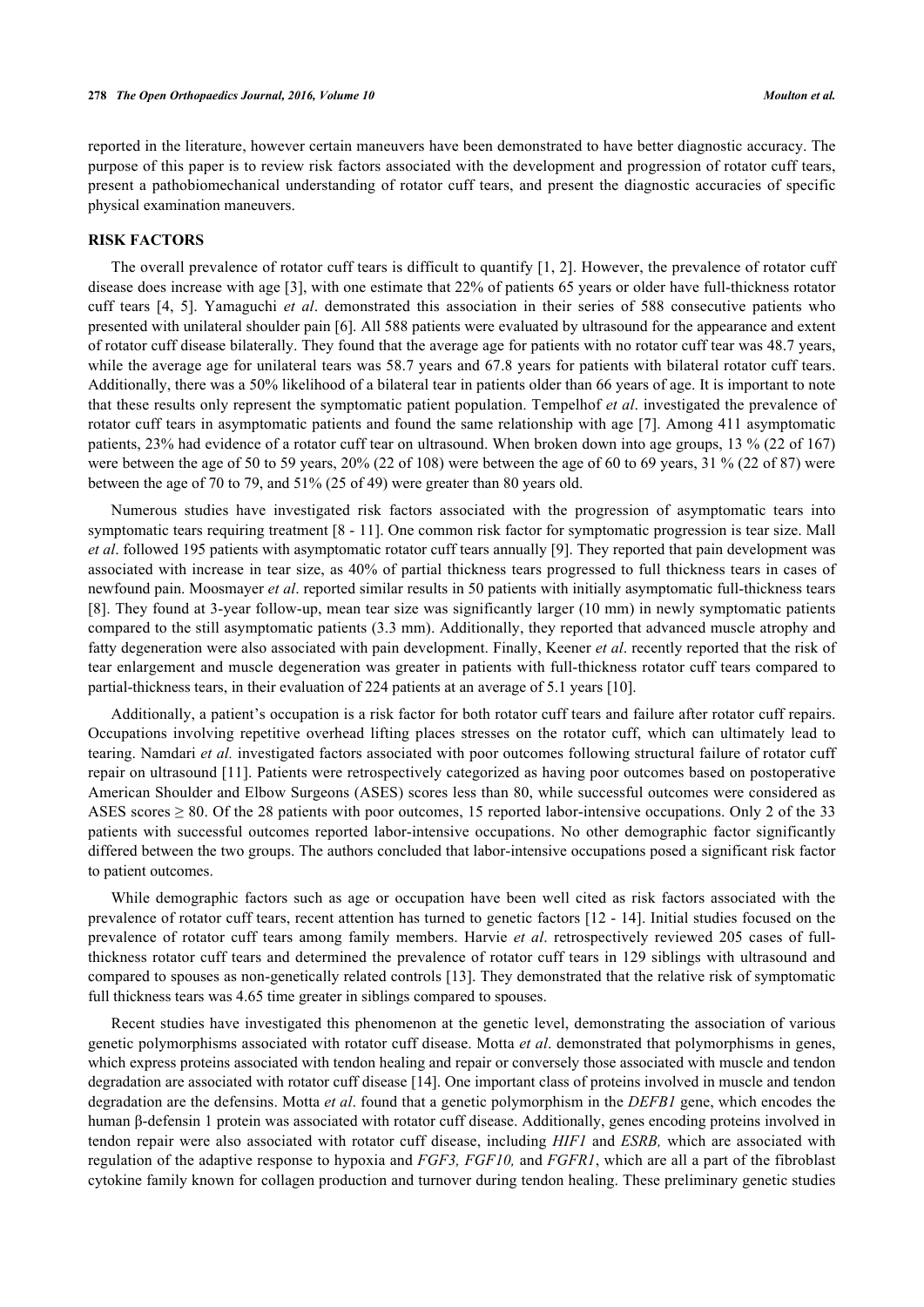reported in the literature, however certain maneuvers have been demonstrated to have better diagnostic accuracy. The purpose of this paper is to review risk factors associated with the development and progression of rotator cuff tears, present a pathobiomechanical understanding of rotator cuff tears, and present the diagnostic accuracies of specific physical examination maneuvers.

## RISK FACTORS

The overall prevalence of rotator cuff tears is difficult to quantify [1, 2]. However, the prevalence of rotator cuff disease does increase with age [3], with one estimate that 22% of patients 65 years or older have full-thickness rotator cuff tears [4, 5]. Yamaguchi *et al*. demonstrated this association in their series of 588 consecutive patients who presented with unilateral shoulder pain [6]. All 588 patients were evaluated by ultrasound for the appearance and extent of rotator cuff disease bilaterally. They found that the average age for patients with no rotator cuff tear was 48.7 years, while the average age for unilateral tears was 58.7 years and 67.8 years for patients with bilateral rotator cuff tears. Additionally, there was a 50% likelihood of a bilateral tear in patients older than 66 years of age. It is important to note that these results only represent the symptomatic patient population. Tempelhof *et al*. investigated the prevalence of rotator cuff tears in asymptomatic patients and found the same relationship with age [7]. Among 411 asymptomatic patients, 23% had evidence of a rotator cuff tear on ultrasound. When broken down into age groups, 13 % (22 of 167) were between the age of 50 to 59 years, 20% (22 of 108) were between the age of 60 to 69 years, 31 % (22 of 87) were between the age of 70 to 79, and 51% (25 of 49) were greater than 80 years old.

Numerous studies have investigated risk factors associated with the progression of asymptomatic tears into symptomatic tears requiring treatment [8 - 11]. One common risk factor for symptomatic progression is tear size. Mall *et al*. followed 195 patients with asymptomatic rotator cuff tears annually [9]. They reported that pain development was associated with increase in tear size, as 40% of partial thickness tears progressed to full thickness tears in cases of newfound pain. Moosmayer *et al*. reported similar results in 50 patients with initially asymptomatic full-thickness tears [8]. They found at 3-year follow-up, mean tear size was significantly larger (10 mm) in newly symptomatic patients compared to the still asymptomatic patients (3.3 mm). Additionally, they reported that advanced muscle atrophy and fatty degeneration were also associated with pain development. Finally, Keener *et al*. recently reported that the risk of tear enlargement and muscle degeneration was greater in patients with full-thickness rotator cuff tears compared to partial-thickness tears, in their evaluation of 224 patients at an average of 5.1 years [10].

Additionally, a patient's occupation is a risk factor for both rotator cuff tears and failure after rotator cuff repairs. Occupations involving repetitive overhead lifting places stresses on the rotator cuff, which can ultimately lead to tearing. Namdari *et al.* investigated factors associated with poor outcomes following structural failure of rotator cuff repair on ultrasound [11]. Patients were retrospectively categorized as having poor outcomes based on postoperative American Shoulder and Elbow Surgeons (ASES) scores less than 80, while successful outcomes were considered as ASES scores ≥ 80. Of the 28 patients with poor outcomes, 15 reported labor-intensive occupations. Only 2 of the 33 patients with successful outcomes reported labor-intensive occupations. No other demographic factor significantly differed between the two groups. The authors concluded that labor-intensive occupations posed a significant risk factor to patient outcomes.

While demographic factors such as age or occupation have been well cited as risk factors associated with the prevalence of rotator cuff tears, recent attention has turned to genetic factors [12 - 14]. Initial studies focused on the prevalence of rotator cuff tears among family members. Harvie *et al*. retrospectively reviewed 205 cases of full-thickness rotator cuff tears and determined the prevalence of rotator cuff tears in 129 siblings with ultrasound and compared to spouses as non-genetically related controls [13]. They demonstrated that the relative risk of symptomatic full thickness tears was 4.65 time greater in siblings compared to spouses.

Recent studies have investigated this phenomenon at the genetic level, demonstrating the association of various genetic polymorphisms associated with rotator cuff disease. Motta *et al*. demonstrated that polymorphisms in genes, which express proteins associated with tendon healing and repair or conversely those associated with muscle and tendon degradation are associated with rotator cuff disease [14]. One important class of proteins involved in muscle and tendon degradation are the defensins. Motta *et al*. found that a genetic polymorphism in the *DEFB1* gene, which encodes the human β-defensin 1 protein was associated with rotator cuff disease. Additionally, genes encoding proteins involved in tendon repair were also associated with rotator cuff disease, including *HIF1* and *ESRB,* which are associated with regulation of the adaptive response to hypoxia and *FGF3, FGF10,* and *FGFR1*, which are all a part of the fibroblast cytokine family known for collagen production and turnover during tendon healing. These preliminary genetic studies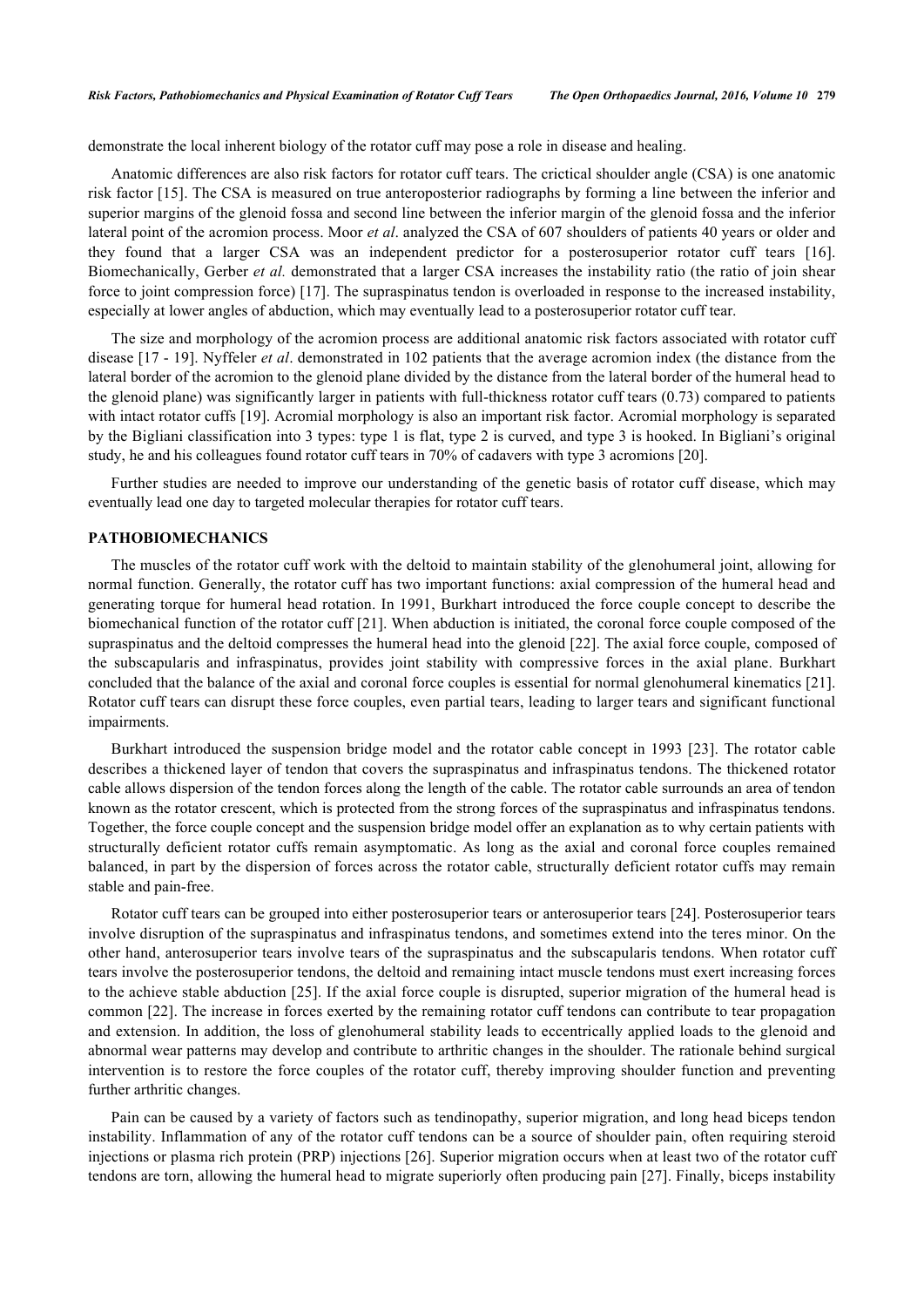demonstrate the local inherent biology of the rotator cuff may pose a role in disease and healing.

Anatomic differences are also risk factors for rotator cuff tears. The crictical shoulder angle (CSA) is one anatomic risk factor [15]. The CSA is measured on true anteroposterior radiographs by forming a line between the inferior and superior margins of the glenoid fossa and second line between the inferior margin of the glenoid fossa and the inferior lateral point of the acromion process. Moor *et al*. analyzed the CSA of 607 shoulders of patients 40 years or older and they found that a larger CSA was an independent predictor for a posterosuperior rotator cuff tears [16]. Biomechanically, Gerber *et al.* demonstrated that a larger CSA increases the instability ratio (the ratio of join shear force to joint compression force) [17]. The supraspinatus tendon is overloaded in response to the increased instability, especially at lower angles of abduction, which may eventually lead to a posterosuperior rotator cuff tear.

The size and morphology of the acromion process are additional anatomic risk factors associated with rotator cuff disease [17 - 19]. Nyffeler *et al*. demonstrated in 102 patients that the average acromion index (the distance from the lateral border of the acromion to the glenoid plane divided by the distance from the lateral border of the humeral head to the glenoid plane) was significantly larger in patients with full-thickness rotator cuff tears (0.73) compared to patients with intact rotator cuffs [19]. Acromial morphology is also an important risk factor. Acromial morphology is separated by the Bigliani classification into 3 types: type 1 is flat, type 2 is curved, and type 3 is hooked. In Bigliani's original study, he and his colleagues found rotator cuff tears in 70% of cadavers with type 3 acromions [20].

Further studies are needed to improve our understanding of the genetic basis of rotator cuff disease, which may eventually lead one day to targeted molecular therapies for rotator cuff tears.

## PATHOBIOMECHANICS

The muscles of the rotator cuff work with the deltoid to maintain stability of the glenohumeral joint, allowing for normal function. Generally, the rotator cuff has two important functions: axial compression of the humeral head and generating torque for humeral head rotation. In 1991, Burkhart introduced the force couple concept to describe the biomechanical function of the rotator cuff [21]. When abduction is initiated, the coronal force couple composed of the supraspinatus and the deltoid compresses the humeral head into the glenoid [22]. The axial force couple, composed of the subscapularis and infraspinatus, provides joint stability with compressive forces in the axial plane. Burkhart concluded that the balance of the axial and coronal force couples is essential for normal glenohumeral kinematics [21]. Rotator cuff tears can disrupt these force couples, even partial tears, leading to larger tears and significant functional impairments.

Burkhart introduced the suspension bridge model and the rotator cable concept in 1993 [23]. The rotator cable describes a thickened layer of tendon that covers the supraspinatus and infraspinatus tendons. The thickened rotator cable allows dispersion of the tendon forces along the length of the cable. The rotator cable surrounds an area of tendon known as the rotator crescent, which is protected from the strong forces of the supraspinatus and infraspinatus tendons. Together, the force couple concept and the suspension bridge model offer an explanation as to why certain patients with structurally deficient rotator cuffs remain asymptomatic. As long as the axial and coronal force couples remained balanced, in part by the dispersion of forces across the rotator cable, structurally deficient rotator cuffs may remain stable and pain-free.

Rotator cuff tears can be grouped into either posterosuperior tears or anterosuperior tears [24]. Posterosuperior tears involve disruption of the supraspinatus and infraspinatus tendons, and sometimes extend into the teres minor. On the other hand, anterosuperior tears involve tears of the supraspinatus and the subscapularis tendons. When rotator cuff tears involve the posterosuperior tendons, the deltoid and remaining intact muscle tendons must exert increasing forces to the achieve stable abduction [25]. If the axial force couple is disrupted, superior migration of the humeral head is common [22]. The increase in forces exerted by the remaining rotator cuff tendons can contribute to tear propagation and extension. In addition, the loss of glenohumeral stability leads to eccentrically applied loads to the glenoid and abnormal wear patterns may develop and contribute to arthritic changes in the shoulder. The rationale behind surgical intervention is to restore the force couples of the rotator cuff, thereby improving shoulder function and preventing further arthritic changes.

Pain can be caused by a variety of factors such as tendinopathy, superior migration, and long head biceps tendon instability. Inflammation of any of the rotator cuff tendons can be a source of shoulder pain, often requiring steroid injections or plasma rich protein (PRP) injections [26]. Superior migration occurs when at least two of the rotator cuff tendons are torn, allowing the humeral head to migrate superiorly often producing pain [27]. Finally, biceps instability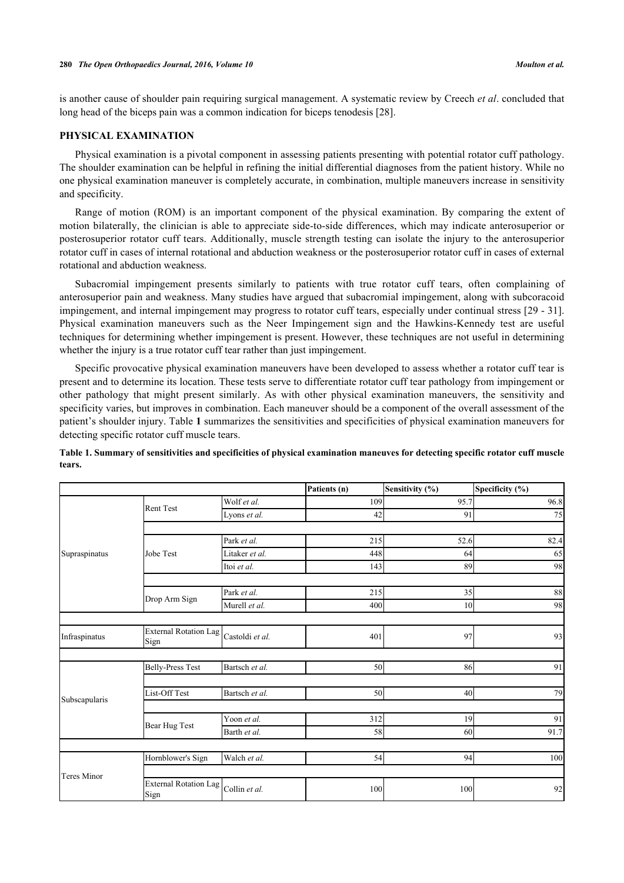is another cause of shoulder pain requiring surgical management. A systematic review by Creech *et al*. concluded that long head of the biceps pain was a common indication for biceps tenodesis [28].

## PHYSICAL EXAMINATION

Physical examination is a pivotal component in assessing patients presenting with potential rotator cuff pathology. The shoulder examination can be helpful in refining the initial differential diagnoses from the patient history. While no one physical examination maneuver is completely accurate, in combination, multiple maneuvers increase in sensitivity and specificity.

Range of motion (ROM) is an important component of the physical examination. By comparing the extent of motion bilaterally, the clinician is able to appreciate side-to-side differences, which may indicate anterosuperior or posterosuperior rotator cuff tears. Additionally, muscle strength testing can isolate the injury to the anterosuperior rotator cuff in cases of internal rotational and abduction weakness or the posterosuperior rotator cuff in cases of external rotational and abduction weakness.

Subacromial impingement presents similarly to patients with true rotator cuff tears, often complaining of anterosuperior pain and weakness. Many studies have argued that subacromial impingement, along with subcoracoid impingement, and internal impingement may progress to rotator cuff tears, especially under continual stress [29 - 31]. Physical examination maneuvers such as the Neer Impingement sign and the Hawkins-Kennedy test are useful techniques for determining whether impingement is present. However, these techniques are not useful in determining whether the injury is a true rotator cuff tear rather than just impingement.

Specific provocative physical examination maneuvers have been developed to assess whether a rotator cuff tear is present and to determine its location. These tests serve to differentiate rotator cuff tear pathology from impingement or other pathology that might present similarly. As with other physical examination maneuvers, the sensitivity and specificity varies, but improves in combination. Each maneuver should be a component of the overall assessment of the patient's shoulder injury. Table **1** summarizes the sensitivities and specificities of physical examination maneuvers for detecting specific rotator cuff muscle tears.

**Table 1. Summary of sensitivities and specificities of physical examination maneuves for detecting specific rotator cuff muscle tears.**

| | | | Patients (n) | Sensitivity (%) | Specificity (%) |
|---|---|---|---|---|---|
| Supraspinatus | Rent Test | Wolf *et al.* | 109 | 95.7 | 96.8 |
| | | Lyons *et al.* | 42 | 91 | 75 |
| | Jobe Test | Park *et al.* | 215 | 52.6 | 82.4 |
| | | Litaker *et al.* | 448 | 64 | 65 |
| | | Itoi *et al.* | 143 | 89 | 98 |
| | Drop Arm Sign | Park *et al.* | 215 | 35 | 88 |
| | | Murell *et al.* | 400 | 10 | 98 |
| Infraspinatus | External Rotation Lag Sign | Castoldi *et al.* | 401 | 97 | 93 |
| Subscapularis | Belly-Press Test | Bartsch *et al.* | 50 | 86 | 91 |
| | List-Off Test | Bartsch *et al.* | 50 | 40 | 79 |
| | Bear Hug Test | Yoon *et al.* | 312 | 19 | 91 |
| | | Barth *et al.* | 58 | 60 | 91.7 |
| Teres Minor | Hornblower's Sign | Walch *et al.* | 54 | 94 | 100 |
| | External Rotation Lag Sign | Collin *et al.* | 100 | 100 | 92 |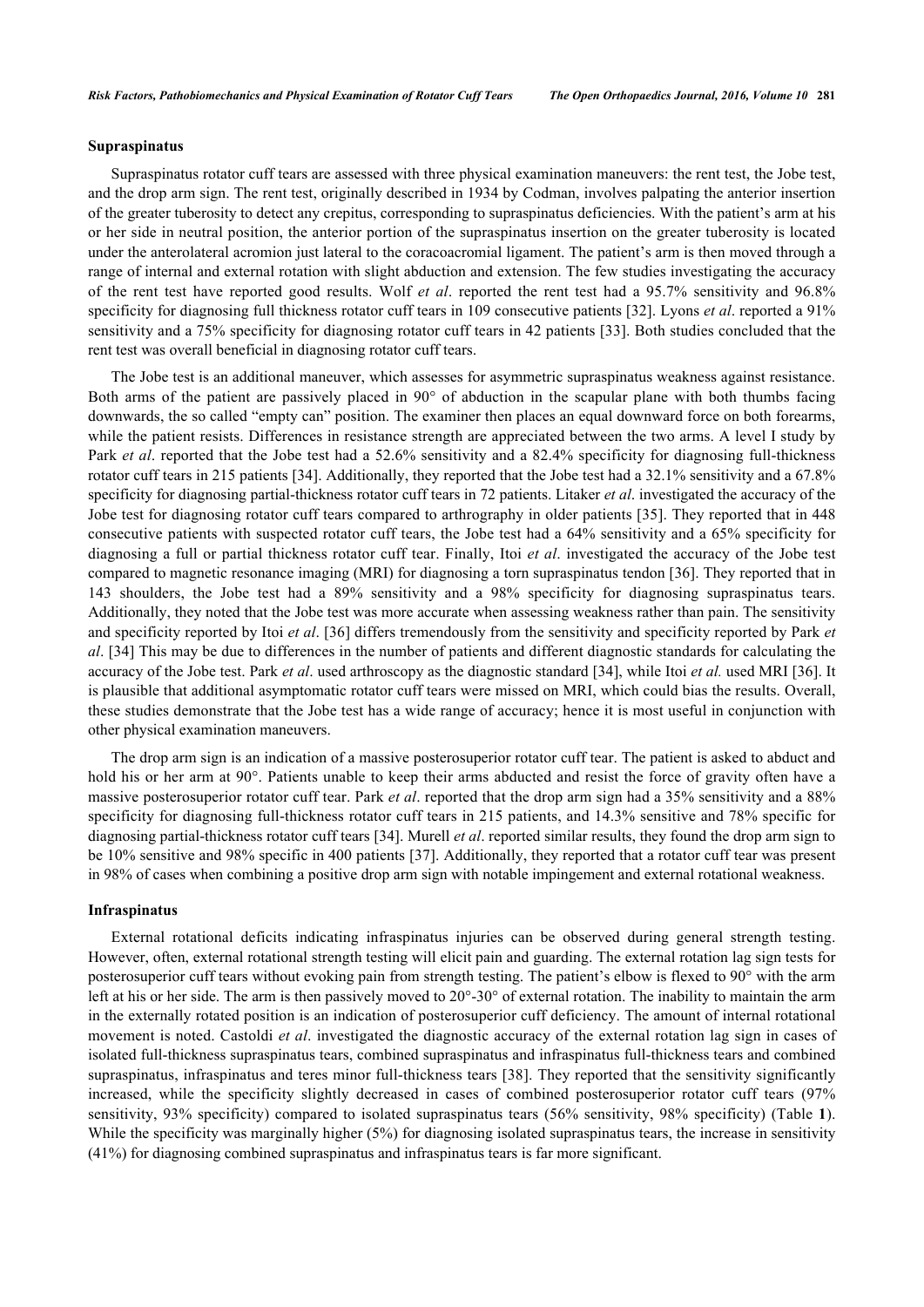### Supraspinatus

Supraspinatus rotator cuff tears are assessed with three physical examination maneuvers: the rent test, the Jobe test, and the drop arm sign. The rent test, originally described in 1934 by Codman, involves palpating the anterior insertion of the greater tuberosity to detect any crepitus, corresponding to supraspinatus deficiencies. With the patient's arm at his or her side in neutral position, the anterior portion of the supraspinatus insertion on the greater tuberosity is located under the anterolateral acromion just lateral to the coracoacromial ligament. The patient's arm is then moved through a range of internal and external rotation with slight abduction and extension. The few studies investigating the accuracy of the rent test have reported good results. Wolf *et al*. reported the rent test had a 95.7% sensitivity and 96.8% specificity for diagnosing full thickness rotator cuff tears in 109 consecutive patients [32]. Lyons *et al*. reported a 91% sensitivity and a 75% specificity for diagnosing rotator cuff tears in 42 patients [33]. Both studies concluded that the rent test was overall beneficial in diagnosing rotator cuff tears.

The Jobe test is an additional maneuver, which assesses for asymmetric supraspinatus weakness against resistance. Both arms of the patient are passively placed in 90° of abduction in the scapular plane with both thumbs facing downwards, the so called "empty can" position. The examiner then places an equal downward force on both forearms, while the patient resists. Differences in resistance strength are appreciated between the two arms. A level I study by Park *et al*. reported that the Jobe test had a 52.6% sensitivity and a 82.4% specificity for diagnosing full-thickness rotator cuff tears in 215 patients [34]. Additionally, they reported that the Jobe test had a 32.1% sensitivity and a 67.8% specificity for diagnosing partial-thickness rotator cuff tears in 72 patients. Litaker *et al*. investigated the accuracy of the Jobe test for diagnosing rotator cuff tears compared to arthrography in older patients [35]. They reported that in 448 consecutive patients with suspected rotator cuff tears, the Jobe test had a 64% sensitivity and a 65% specificity for diagnosing a full or partial thickness rotator cuff tear. Finally, Itoi *et al*. investigated the accuracy of the Jobe test compared to magnetic resonance imaging (MRI) for diagnosing a torn supraspinatus tendon [36]. They reported that in 143 shoulders, the Jobe test had a 89% sensitivity and a 98% specificity for diagnosing supraspinatus tears. Additionally, they noted that the Jobe test was more accurate when assessing weakness rather than pain. The sensitivity and specificity reported by Itoi *et al*. [36] differs tremendously from the sensitivity and specificity reported by Park *et al*. [34] This may be due to differences in the number of patients and different diagnostic standards for calculating the accuracy of the Jobe test. Park *et al*. used arthroscopy as the diagnostic standard [34], while Itoi *et al.* used MRI [36]. It is plausible that additional asymptomatic rotator cuff tears were missed on MRI, which could bias the results. Overall, these studies demonstrate that the Jobe test has a wide range of accuracy; hence it is most useful in conjunction with other physical examination maneuvers.

The drop arm sign is an indication of a massive posterosuperior rotator cuff tear. The patient is asked to abduct and hold his or her arm at 90°. Patients unable to keep their arms abducted and resist the force of gravity often have a massive posterosuperior rotator cuff tear. Park *et al*. reported that the drop arm sign had a 35% sensitivity and a 88% specificity for diagnosing full-thickness rotator cuff tears in 215 patients, and 14.3% sensitive and 78% specific for diagnosing partial-thickness rotator cuff tears [34]. Murell *et al*. reported similar results, they found the drop arm sign to be 10% sensitive and 98% specific in 400 patients [37]. Additionally, they reported that a rotator cuff tear was present in 98% of cases when combining a positive drop arm sign with notable impingement and external rotational weakness.

### Infraspinatus

External rotational deficits indicating infraspinatus injuries can be observed during general strength testing. However, often, external rotational strength testing will elicit pain and guarding. The external rotation lag sign tests for posterosuperior cuff tears without evoking pain from strength testing. The patient's elbow is flexed to 90° with the arm left at his or her side. The arm is then passively moved to 20°-30° of external rotation. The inability to maintain the arm in the externally rotated position is an indication of posterosuperior cuff deficiency. The amount of internal rotational movement is noted. Castoldi *et al*. investigated the diagnostic accuracy of the external rotation lag sign in cases of isolated full-thickness supraspinatus tears, combined supraspinatus and infraspinatus full-thickness tears and combined supraspinatus, infraspinatus and teres minor full-thickness tears [38]. They reported that the sensitivity significantly increased, while the specificity slightly decreased in cases of combined posterosuperior rotator cuff tears (97% sensitivity, 93% specificity) compared to isolated supraspinatus tears (56% sensitivity, 98% specificity) (Table **1**). While the specificity was marginally higher (5%) for diagnosing isolated supraspinatus tears, the increase in sensitivity (41%) for diagnosing combined supraspinatus and infraspinatus tears is far more significant.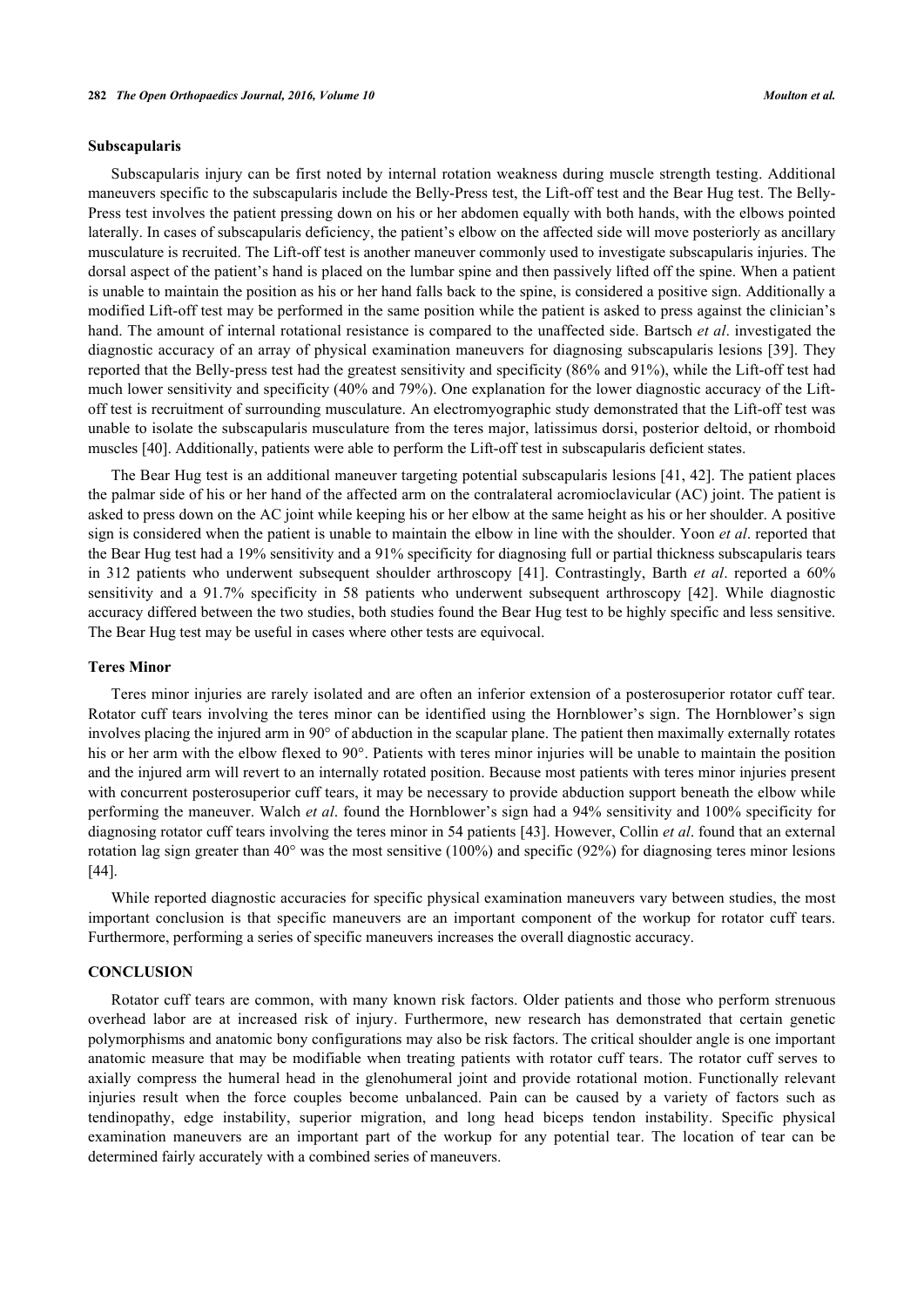### Subscapularis

Subscapularis injury can be first noted by internal rotation weakness during muscle strength testing. Additional maneuvers specific to the subscapularis include the Belly-Press test, the Lift-off test and the Bear Hug test. The Belly-Press test involves the patient pressing down on his or her abdomen equally with both hands, with the elbows pointed laterally. In cases of subscapularis deficiency, the patient's elbow on the affected side will move posteriorly as ancillary musculature is recruited. The Lift-off test is another maneuver commonly used to investigate subscapularis injuries. The dorsal aspect of the patient's hand is placed on the lumbar spine and then passively lifted off the spine. When a patient is unable to maintain the position as his or her hand falls back to the spine, is considered a positive sign. Additionally a modified Lift-off test may be performed in the same position while the patient is asked to press against the clinician's hand. The amount of internal rotational resistance is compared to the unaffected side. Bartsch *et al*. investigated the diagnostic accuracy of an array of physical examination maneuvers for diagnosing subscapularis lesions [39]. They reported that the Belly-press test had the greatest sensitivity and specificity (86% and 91%), while the Lift-off test had much lower sensitivity and specificity (40% and 79%). One explanation for the lower diagnostic accuracy of the Lift-off test is recruitment of surrounding musculature. An electromyographic study demonstrated that the Lift-off test was unable to isolate the subscapularis musculature from the teres major, latissimus dorsi, posterior deltoid, or rhomboid muscles [40]. Additionally, patients were able to perform the Lift-off test in subscapularis deficient states.

The Bear Hug test is an additional maneuver targeting potential subscapularis lesions [41, 42]. The patient places the palmar side of his or her hand of the affected arm on the contralateral acromioclavicular (AC) joint. The patient is asked to press down on the AC joint while keeping his or her elbow at the same height as his or her shoulder. A positive sign is considered when the patient is unable to maintain the elbow in line with the shoulder. Yoon *et al*. reported that the Bear Hug test had a 19% sensitivity and a 91% specificity for diagnosing full or partial thickness subscapularis tears in 312 patients who underwent subsequent shoulder arthroscopy [41]. Contrastingly, Barth *et al*. reported a 60% sensitivity and a 91.7% specificity in 58 patients who underwent subsequent arthroscopy [42]. While diagnostic accuracy differed between the two studies, both studies found the Bear Hug test to be highly specific and less sensitive. The Bear Hug test may be useful in cases where other tests are equivocal.

### Teres Minor

Teres minor injuries are rarely isolated and are often an inferior extension of a posterosuperior rotator cuff tear. Rotator cuff tears involving the teres minor can be identified using the Hornblower's sign. The Hornblower's sign involves placing the injured arm in 90° of abduction in the scapular plane. The patient then maximally externally rotates his or her arm with the elbow flexed to 90°. Patients with teres minor injuries will be unable to maintain the position and the injured arm will revert to an internally rotated position. Because most patients with teres minor injuries present with concurrent posterosuperior cuff tears, it may be necessary to provide abduction support beneath the elbow while performing the maneuver. Walch *et al*. found the Hornblower's sign had a 94% sensitivity and 100% specificity for diagnosing rotator cuff tears involving the teres minor in 54 patients [43]. However, Collin *et al*. found that an external rotation lag sign greater than 40° was the most sensitive (100%) and specific (92%) for diagnosing teres minor lesions [44].

While reported diagnostic accuracies for specific physical examination maneuvers vary between studies, the most important conclusion is that specific maneuvers are an important component of the workup for rotator cuff tears. Furthermore, performing a series of specific maneuvers increases the overall diagnostic accuracy.

## CONCLUSION

Rotator cuff tears are common, with many known risk factors. Older patients and those who perform strenuous overhead labor are at increased risk of injury. Furthermore, new research has demonstrated that certain genetic polymorphisms and anatomic bony configurations may also be risk factors. The critical shoulder angle is one important anatomic measure that may be modifiable when treating patients with rotator cuff tears. The rotator cuff serves to axially compress the humeral head in the glenohumeral joint and provide rotational motion. Functionally relevant injuries result when the force couples become unbalanced. Pain can be caused by a variety of factors such as tendinopathy, edge instability, superior migration, and long head biceps tendon instability. Specific physical examination maneuvers are an important part of the workup for any potential tear. The location of tear can be determined fairly accurately with a combined series of maneuvers.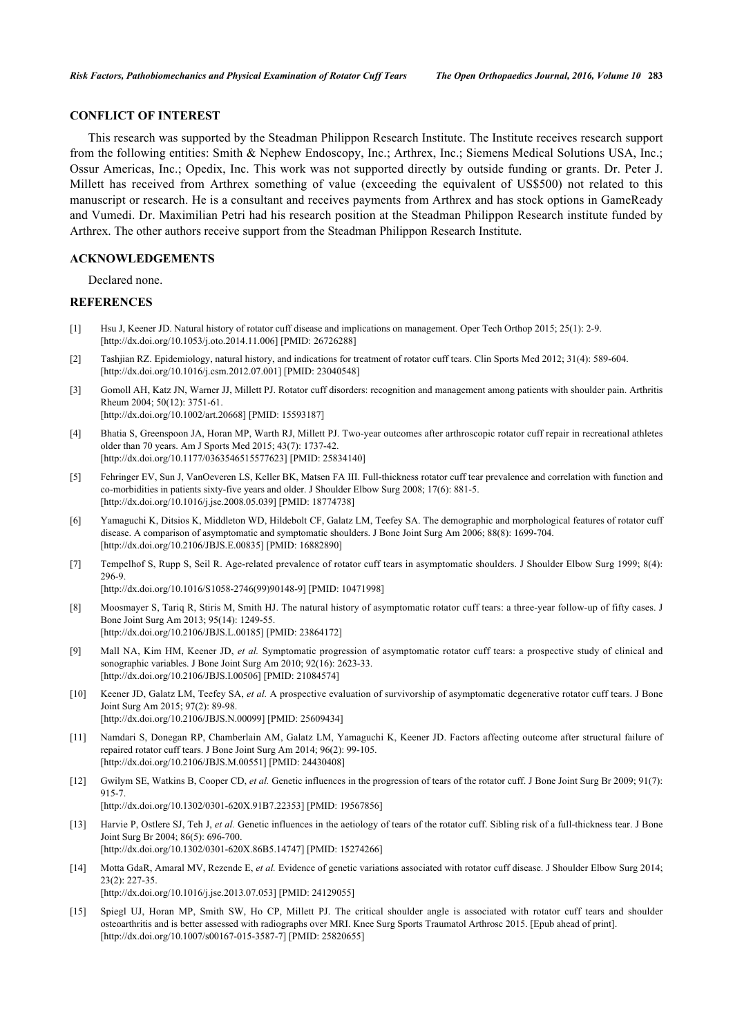## CONFLICT OF INTEREST

This research was supported by the Steadman Philippon Research Institute. The Institute receives research support from the following entities: Smith & Nephew Endoscopy, Inc.; Arthrex, Inc.; Siemens Medical Solutions USA, Inc.; Ossur Americas, Inc.; Opedix, Inc. This work was not supported directly by outside funding or grants. Dr. Peter J. Millett has received from Arthrex something of value (exceeding the equivalent of US$500) not related to this manuscript or research. He is a consultant and receives payments from Arthrex and has stock options in GameReady and Vumedi. Dr. Maximilian Petri had his research position at the Steadman Philippon Research institute funded by Arthrex. The other authors receive support from the Steadman Philippon Research Institute.

## ACKNOWLEDGEMENTS

Declared none.

## REFERENCES

[1] Hsu J, Keener JD. Natural history of rotator cuff disease and implications on management. Oper Tech Orthop 2015; 25(1): 2-9. [http://dx.doi.org/10.1053/j.oto.2014.11.006] [PMID: 26726288]

[2] Tashjian RZ. Epidemiology, natural history, and indications for treatment of rotator cuff tears. Clin Sports Med 2012; 31(4): 589-604. [http://dx.doi.org/10.1016/j.csm.2012.07.001] [PMID: 23040548]

[3] Gomoll AH, Katz JN, Warner JJ, Millett PJ. Rotator cuff disorders: recognition and management among patients with shoulder pain. Arthritis Rheum 2004; 50(12): 3751-61. [http://dx.doi.org/10.1002/art.20668] [PMID: 15593187]

[4] Bhatia S, Greenspoon JA, Horan MP, Warth RJ, Millett PJ. Two-year outcomes after arthroscopic rotator cuff repair in recreational athletes older than 70 years. Am J Sports Med 2015; 43(7): 1737-42. [http://dx.doi.org/10.1177/0363546515577623] [PMID: 25834140]

[5] Fehringer EV, Sun J, VanOeveren LS, Keller BK, Matsen FA III. Full-thickness rotator cuff tear prevalence and correlation with function and co-morbidities in patients sixty-five years and older. J Shoulder Elbow Surg 2008; 17(6): 881-5. [http://dx.doi.org/10.1016/j.jse.2008.05.039] [PMID: 18774738]

[6] Yamaguchi K, Ditsios K, Middleton WD, Hildebolt CF, Galatz LM, Teefey SA. The demographic and morphological features of rotator cuff disease. A comparison of asymptomatic and symptomatic shoulders. J Bone Joint Surg Am 2006; 88(8): 1699-704. [http://dx.doi.org/10.2106/JBJS.E.00835] [PMID: 16882890]

[7] Tempelhof S, Rupp S, Seil R. Age-related prevalence of rotator cuff tears in asymptomatic shoulders. J Shoulder Elbow Surg 1999; 8(4): 296-9. [http://dx.doi.org/10.1016/S1058-2746(99)90148-9] [PMID: 10471998]

[8] Moosmayer S, Tariq R, Stiris M, Smith HJ. The natural history of asymptomatic rotator cuff tears: a three-year follow-up of fifty cases. J Bone Joint Surg Am 2013; 95(14): 1249-55. [http://dx.doi.org/10.2106/JBJS.L.00185] [PMID: 23864172]

[9] Mall NA, Kim HM, Keener JD, *et al.* Symptomatic progression of asymptomatic rotator cuff tears: a prospective study of clinical and sonographic variables. J Bone Joint Surg Am 2010; 92(16): 2623-33. [http://dx.doi.org/10.2106/JBJS.I.00506] [PMID: 21084574]

[10] Keener JD, Galatz LM, Teefey SA, *et al.* A prospective evaluation of survivorship of asymptomatic degenerative rotator cuff tears. J Bone Joint Surg Am 2015; 97(2): 89-98. [http://dx.doi.org/10.2106/JBJS.N.00099] [PMID: 25609434]

[11] Namdari S, Donegan RP, Chamberlain AM, Galatz LM, Yamaguchi K, Keener JD. Factors affecting outcome after structural failure of repaired rotator cuff tears. J Bone Joint Surg Am 2014; 96(2): 99-105. [http://dx.doi.org/10.2106/JBJS.M.00551] [PMID: 24430408]

[12] Gwilym SE, Watkins B, Cooper CD, *et al.* Genetic influences in the progression of tears of the rotator cuff. J Bone Joint Surg Br 2009; 91(7): 915-7. [http://dx.doi.org/10.1302/0301-620X.91B7.22353] [PMID: 19567856]

[13] Harvie P, Ostlere SJ, Teh J, *et al.* Genetic influences in the aetiology of tears of the rotator cuff. Sibling risk of a full-thickness tear. J Bone Joint Surg Br 2004; 86(5): 696-700. [http://dx.doi.org/10.1302/0301-620X.86B5.14747] [PMID: 15274266]

[14] Motta GdaR, Amaral MV, Rezende E, *et al.* Evidence of genetic variations associated with rotator cuff disease. J Shoulder Elbow Surg 2014; 23(2): 227-35. [http://dx.doi.org/10.1016/j.jse.2013.07.053] [PMID: 24129055]

[15] Spiegl UJ, Horan MP, Smith SW, Ho CP, Millett PJ. The critical shoulder angle is associated with rotator cuff tears and shoulder osteoarthritis and is better assessed with radiographs over MRI. Knee Surg Sports Traumatol Arthrosc 2015. [Epub ahead of print]. [http://dx.doi.org/10.1007/s00167-015-3587-7] [PMID: 25820655]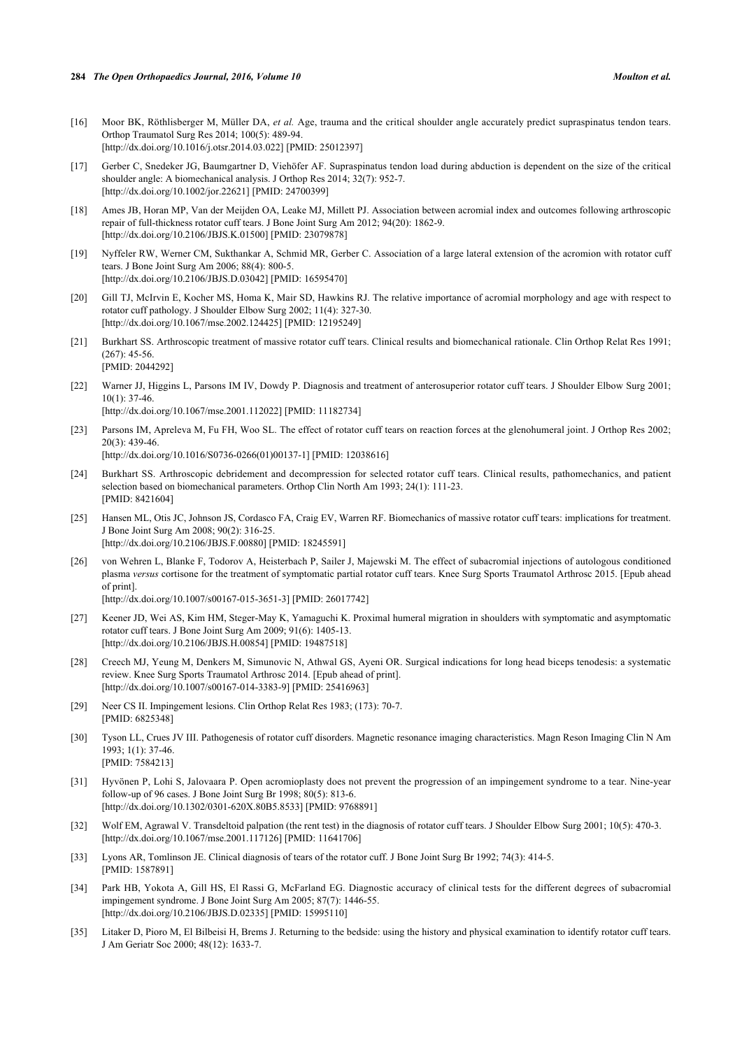[16] Moor BK, Röthlisberger M, Müller DA, *et al.* Age, trauma and the critical shoulder angle accurately predict supraspinatus tendon tears. Orthop Traumatol Surg Res 2014; 100(5): 489-94.
[http://dx.doi.org/10.1016/j.otsr.2014.03.022] [PMID: 25012397]

[17] Gerber C, Snedeker JG, Baumgartner D, Viehöfer AF. Supraspinatus tendon load during abduction is dependent on the size of the critical shoulder angle: A biomechanical analysis. J Orthop Res 2014; 32(7): 952-7.
[http://dx.doi.org/10.1002/jor.22621] [PMID: 24700399]

[18] Ames JB, Horan MP, Van der Meijden OA, Leake MJ, Millett PJ. Association between acromial index and outcomes following arthroscopic repair of full-thickness rotator cuff tears. J Bone Joint Surg Am 2012; 94(20): 1862-9.
[http://dx.doi.org/10.2106/JBJS.K.01500] [PMID: 23079878]

[19] Nyffeler RW, Werner CM, Sukthankar A, Schmid MR, Gerber C. Association of a large lateral extension of the acromion with rotator cuff tears. J Bone Joint Surg Am 2006; 88(4): 800-5.
[http://dx.doi.org/10.2106/JBJS.D.03042] [PMID: 16595470]

[20] Gill TJ, McIrvin E, Kocher MS, Homa K, Mair SD, Hawkins RJ. The relative importance of acromial morphology and age with respect to rotator cuff pathology. J Shoulder Elbow Surg 2002; 11(4): 327-30.
[http://dx.doi.org/10.1067/mse.2002.124425] [PMID: 12195249]

[21] Burkhart SS. Arthroscopic treatment of massive rotator cuff tears. Clinical results and biomechanical rationale. Clin Orthop Relat Res 1991; (267): 45-56.
[PMID: 2044292]

[22] Warner JJ, Higgins L, Parsons IM IV, Dowdy P. Diagnosis and treatment of anterosuperior rotator cuff tears. J Shoulder Elbow Surg 2001; 10(1): 37-46.
[http://dx.doi.org/10.1067/mse.2001.112022] [PMID: 11182734]

[23] Parsons IM, Apreleva M, Fu FH, Woo SL. The effect of rotator cuff tears on reaction forces at the glenohumeral joint. J Orthop Res 2002; 20(3): 439-46.
[http://dx.doi.org/10.1016/S0736-0266(01)00137-1] [PMID: 12038616]

[24] Burkhart SS. Arthroscopic debridement and decompression for selected rotator cuff tears. Clinical results, pathomechanics, and patient selection based on biomechanical parameters. Orthop Clin North Am 1993; 24(1): 111-23.
[PMID: 8421604]

[25] Hansen ML, Otis JC, Johnson JS, Cordasco FA, Craig EV, Warren RF. Biomechanics of massive rotator cuff tears: implications for treatment. J Bone Joint Surg Am 2008; 90(2): 316-25.
[http://dx.doi.org/10.2106/JBJS.F.00880] [PMID: 18245591]

[26] von Wehren L, Blanke F, Todorov A, Heisterbach P, Sailer J, Majewski M. The effect of subacromial injections of autologous conditioned plasma *versus* cortisone for the treatment of symptomatic partial rotator cuff tears. Knee Surg Sports Traumatol Arthrosc 2015. [Epub ahead of print].
[http://dx.doi.org/10.1007/s00167-015-3651-3] [PMID: 26017742]

[27] Keener JD, Wei AS, Kim HM, Steger-May K, Yamaguchi K. Proximal humeral migration in shoulders with symptomatic and asymptomatic rotator cuff tears. J Bone Joint Surg Am 2009; 91(6): 1405-13.
[http://dx.doi.org/10.2106/JBJS.H.00854] [PMID: 19487518]

[28] Creech MJ, Yeung M, Denkers M, Simunovic N, Athwal GS, Ayeni OR. Surgical indications for long head biceps tenodesis: a systematic review. Knee Surg Sports Traumatol Arthrosc 2014. [Epub ahead of print].
[http://dx.doi.org/10.1007/s00167-014-3383-9] [PMID: 25416963]

[29] Neer CS II. Impingement lesions. Clin Orthop Relat Res 1983; (173): 70-7.
[PMID: 6825348]

[30] Tyson LL, Crues JV III. Pathogenesis of rotator cuff disorders. Magnetic resonance imaging characteristics. Magn Reson Imaging Clin N Am 1993; 1(1): 37-46.
[PMID: 7584213]

[31] Hyvönen P, Lohi S, Jalovaara P. Open acromioplasty does not prevent the progression of an impingement syndrome to a tear. Nine-year follow-up of 96 cases. J Bone Joint Surg Br 1998; 80(5): 813-6.
[http://dx.doi.org/10.1302/0301-620X.80B5.8533] [PMID: 9768891]

[32] Wolf EM, Agrawal V. Transdeltoid palpation (the rent test) in the diagnosis of rotator cuff tears. J Shoulder Elbow Surg 2001; 10(5): 470-3.
[http://dx.doi.org/10.1067/mse.2001.117126] [PMID: 11641706]

[33] Lyons AR, Tomlinson JE. Clinical diagnosis of tears of the rotator cuff. J Bone Joint Surg Br 1992; 74(3): 414-5.
[PMID: 1587891]

[34] Park HB, Yokota A, Gill HS, El Rassi G, McFarland EG. Diagnostic accuracy of clinical tests for the different degrees of subacromial impingement syndrome. J Bone Joint Surg Am 2005; 87(7): 1446-55.
[http://dx.doi.org/10.2106/JBJS.D.02335] [PMID: 15995110]

[35] Litaker D, Pioro M, El Bilbeisi H, Brems J. Returning to the bedside: using the history and physical examination to identify rotator cuff tears. J Am Geriatr Soc 2000; 48(12): 1633-7.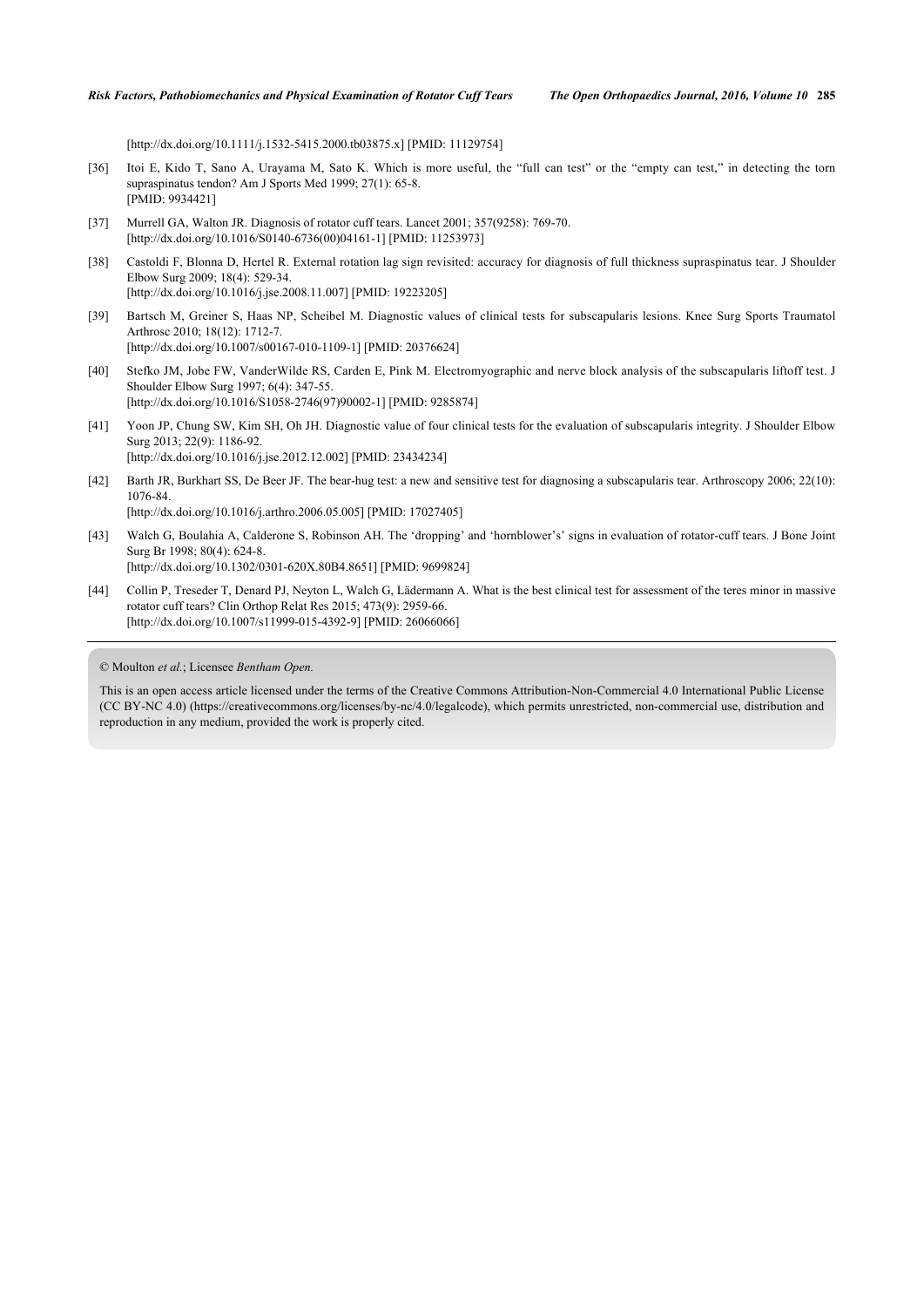[http://dx.doi.org/10.1111/j.1532-5415.2000.tb03875.x] [PMID: 11129754]

[36] Itoi E, Kido T, Sano A, Urayama M, Sato K. Which is more useful, the “full can test” or the “empty can test,” in detecting the torn supraspinatus tendon? Am J Sports Med 1999; 27(1): 65-8.
[PMID: 9934421]

[37] Murrell GA, Walton JR. Diagnosis of rotator cuff tears. Lancet 2001; 357(9258): 769-70.
[http://dx.doi.org/10.1016/S0140-6736(00)04161-1] [PMID: 11253973]

[38] Castoldi F, Blonna D, Hertel R. External rotation lag sign revisited: accuracy for diagnosis of full thickness supraspinatus tear. J Shoulder Elbow Surg 2009; 18(4): 529-34.
[http://dx.doi.org/10.1016/j.jse.2008.11.007] [PMID: 19223205]

[39] Bartsch M, Greiner S, Haas NP, Scheibel M. Diagnostic values of clinical tests for subscapularis lesions. Knee Surg Sports Traumatol Arthrosc 2010; 18(12): 1712-7.
[http://dx.doi.org/10.1007/s00167-010-1109-1] [PMID: 20376624]

[40] Stefko JM, Jobe FW, VanderWilde RS, Carden E, Pink M. Electromyographic and nerve block analysis of the subscapularis liftoff test. J Shoulder Elbow Surg 1997; 6(4): 347-55.
[http://dx.doi.org/10.1016/S1058-2746(97)90002-1] [PMID: 9285874]

[41] Yoon JP, Chung SW, Kim SH, Oh JH. Diagnostic value of four clinical tests for the evaluation of subscapularis integrity. J Shoulder Elbow Surg 2013; 22(9): 1186-92.
[http://dx.doi.org/10.1016/j.jse.2012.12.002] [PMID: 23434234]

[42] Barth JR, Burkhart SS, De Beer JF. The bear-hug test: a new and sensitive test for diagnosing a subscapularis tear. Arthroscopy 2006; 22(10): 1076-84.
[http://dx.doi.org/10.1016/j.arthro.2006.05.005] [PMID: 17027405]

[43] Walch G, Boulahia A, Calderone S, Robinson AH. The ‘dropping’ and ‘hornblower’s’ signs in evaluation of rotator-cuff tears. J Bone Joint Surg Br 1998; 80(4): 624-8.
[http://dx.doi.org/10.1302/0301-620X.80B4.8651] [PMID: 9699824]

[44] Collin P, Treseder T, Denard PJ, Neyton L, Walch G, Lädermann A. What is the best clinical test for assessment of the teres minor in massive rotator cuff tears? Clin Orthop Relat Res 2015; 473(9): 2959-66.
[http://dx.doi.org/10.1007/s11999-015-4392-9] [PMID: 26066066]

© Moulton *et al.*; Licensee *Bentham Open.*

This is an open access article licensed under the terms of the Creative Commons Attribution-Non-Commercial 4.0 International Public License (CC BY-NC 4.0) (https://creativecommons.org/licenses/by-nc/4.0/legalcode), which permits unrestricted, non-commercial use, distribution and reproduction in any medium, provided the work is properly cited.